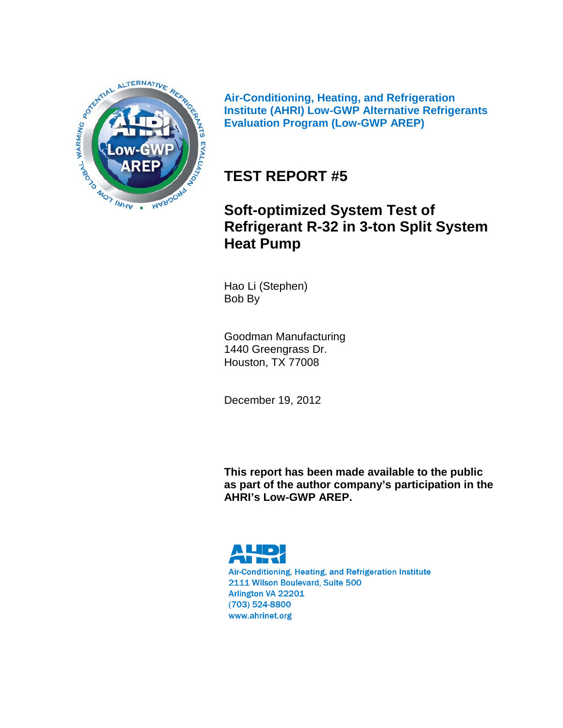**Air-Conditioning, Heating, and Refrigeration Institute (AHRI) Low-GWP Alternative Refrigerants Evaluation Program (Low-GWP AREP)**

# TEST REPORT #5

## Soft-optimized System Test of Refrigerant R-32 in 3-ton Split System Heat Pump

Hao Li (Stephen)
Bob By

Goodman Manufacturing
1440 Greengrass Dr.
Houston, TX 77008

December 19, 2012

**This report has been made available to the public as part of the author company's participation in the AHRI's Low-GWP AREP.**

Air-Conditioning, Heating, and Refrigeration Institute
2111 Wilson Boulevard, Suite 500
Arlington VA 22201
(703) 524-8800
www.ahrinet.org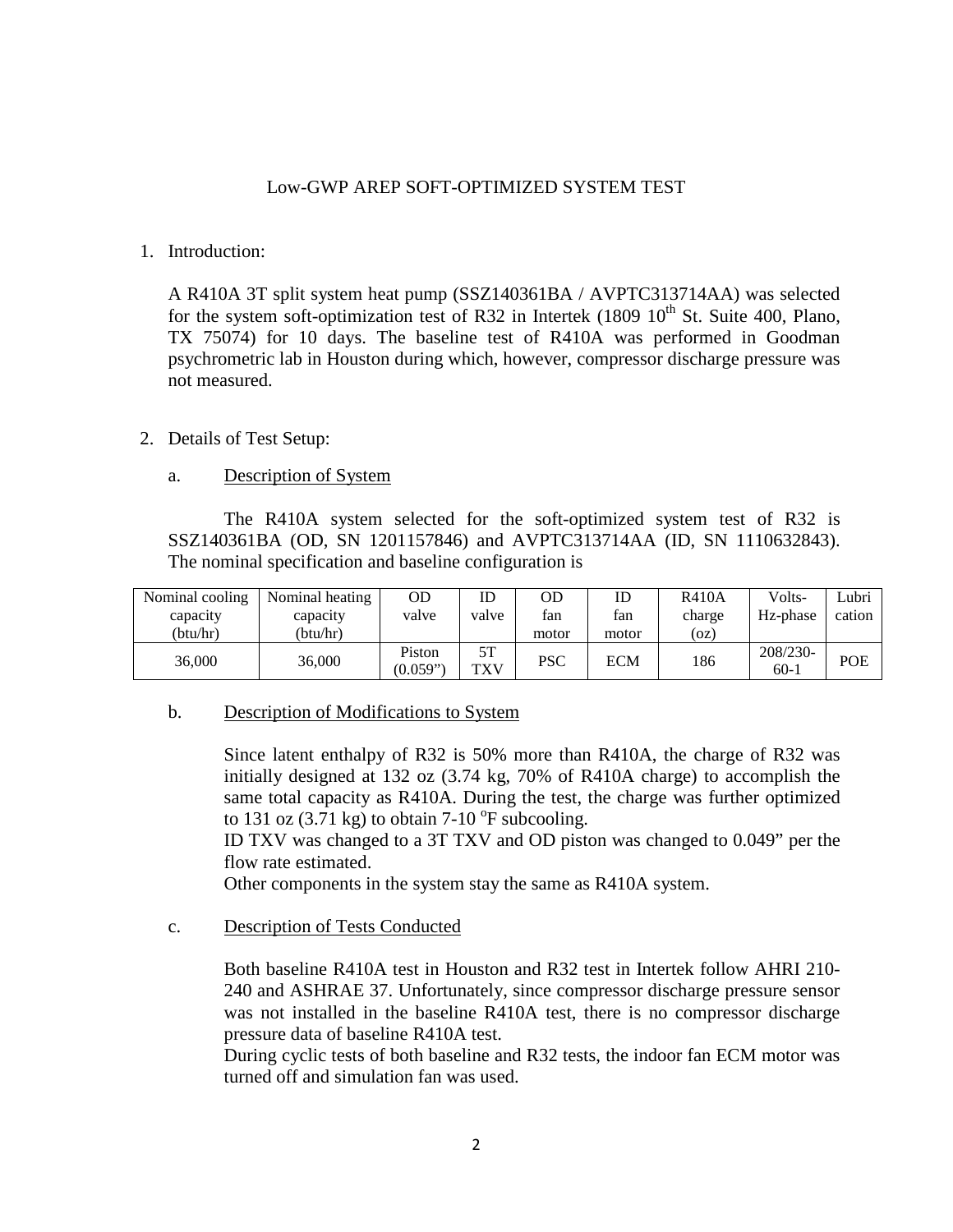# Low-GWP AREP SOFT-OPTIMIZED SYSTEM TEST

1. Introduction:

   A R410A 3T split system heat pump (SSZ140361BA / AVPTC313714AA) was selected for the system soft-optimization test of R32 in Intertek (1809 10th St. Suite 400, Plano, TX 75074) for 10 days. The baseline test of R410A was performed in Goodman psychrometric lab in Houston during which, however, compressor discharge pressure was not measured.

2. Details of Test Setup:

   a. Description of System

   The R410A system selected for the soft-optimized system test of R32 is SSZ140361BA (OD, SN 1201157846) and AVPTC313714AA (ID, SN 1110632843). The nominal specification and baseline configuration is

| Nominal cooling capacity (btu/hr) | Nominal heating capacity (btu/hr) | OD valve | ID valve | OD fan motor | ID fan motor | R410A charge (oz) | Volts-Hz-phase | Lubrication |
|---|---|---|---|---|---|---|---|---|
| 36,000 | 36,000 | Piston (0.059") | 5T TXV | PSC | ECM | 186 | 208/230-60-1 | POE |

   b. Description of Modifications to System

   Since latent enthalpy of R32 is 50% more than R410A, the charge of R32 was initially designed at 132 oz (3.74 kg, 70% of R410A charge) to accomplish the same total capacity as R410A. During the test, the charge was further optimized to 131 oz (3.71 kg) to obtain 7-10 °F subcooling.

   ID TXV was changed to a 3T TXV and OD piston was changed to 0.049" per the flow rate estimated.

   Other components in the system stay the same as R410A system.

   c. Description of Tests Conducted

   Both baseline R410A test in Houston and R32 test in Intertek follow AHRI 210-240 and ASHRAE 37. Unfortunately, since compressor discharge pressure sensor was not installed in the baseline R410A test, there is no compressor discharge pressure data of baseline R410A test.

   During cyclic tests of both baseline and R32 tests, the indoor fan ECM motor was turned off and simulation fan was used.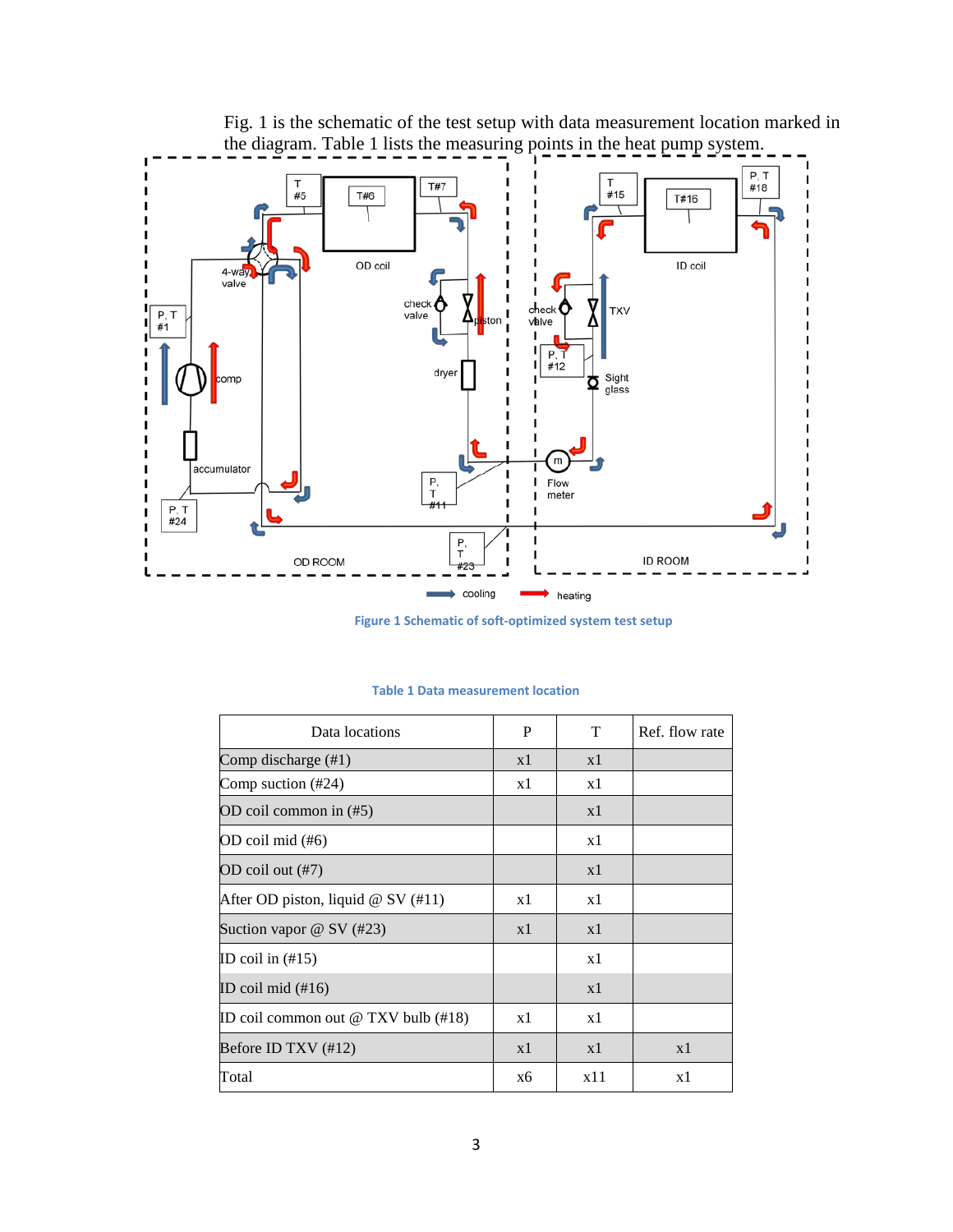Fig. 1 is the schematic of the test setup with data measurement location marked in the diagram. Table 1 lists the measuring points in the heat pump system.

Figure 1 Schematic of soft-optimized system test setup

Table 1 Data measurement location

| Data locations | P | T | Ref. flow rate |
|---|---|---|---|
| Comp discharge (#1) | x1 | x1 | |
| Comp suction (#24) | x1 | x1 | |
| OD coil common in (#5) | | x1 | |
| OD coil mid (#6) | | x1 | |
| OD coil out (#7) | | x1 | |
| After OD piston, liquid @ SV (#11) | x1 | x1 | |
| Suction vapor @ SV (#23) | x1 | x1 | |
| ID coil in (#15) | | x1 | |
| ID coil mid (#16) | | x1 | |
| ID coil common out @ TXV bulb (#18) | x1 | x1 | |
| Before ID TXV (#12) | x1 | x1 | x1 |
| Total | x6 | x11 | x1 |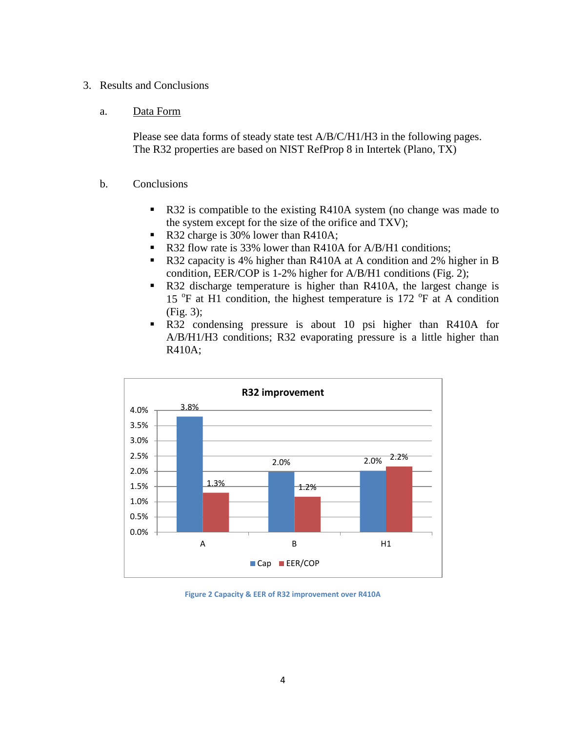3. Results and Conclusions

   a. Data Form

   Please see data forms of steady state test A/B/C/H1/H3 in the following pages. The R32 properties are based on NIST RefProp 8 in Intertek (Plano, TX)

   b. Conclusions

   - R32 is compatible to the existing R410A system (no change was made to the system except for the size of the orifice and TXV);
   - R32 charge is 30% lower than R410A;
   - R32 flow rate is 33% lower than R410A for A/B/H1 conditions;
   - R32 capacity is 4% higher than R410A at A condition and 2% higher in B condition, EER/COP is 1-2% higher for A/B/H1 conditions (Fig. 2);
   - R32 discharge temperature is higher than R410A, the largest change is 15 $^{o}$F at H1 condition, the highest temperature is 172 $^{o}$F at A condition (Fig. 3);
   - R32 condensing pressure is about 10 psi higher than R410A for A/B/H1/H3 conditions; R32 evaporating pressure is a little higher than R410A;

**R32 improvement**

| | Cap | EER/COP |
|---|---|---|
| A | 3.8% | 1.3% |
| B | 2.0% | 1.2% |
| H1 | 2.0% | 2.2% |

Figure 2 Capacity & EER of R32 improvement over R410A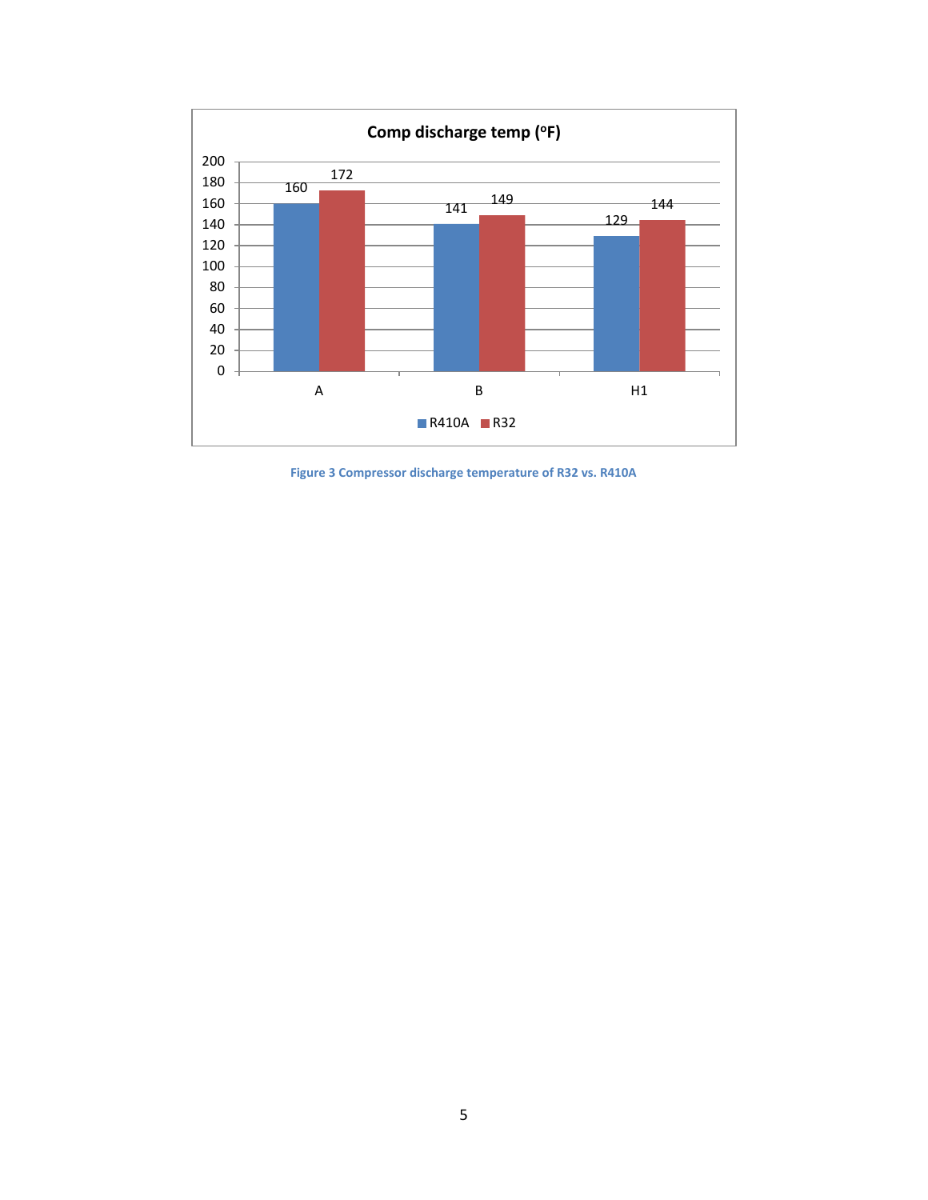**Comp discharge temp (°F)**

| | R410A | R32 |
|---|---|---|
| A | 160 | 172 |
| B | 141 | 149 |
| H1 | 129 | 144 |

Figure 3 Compressor discharge temperature of R32 vs. R410A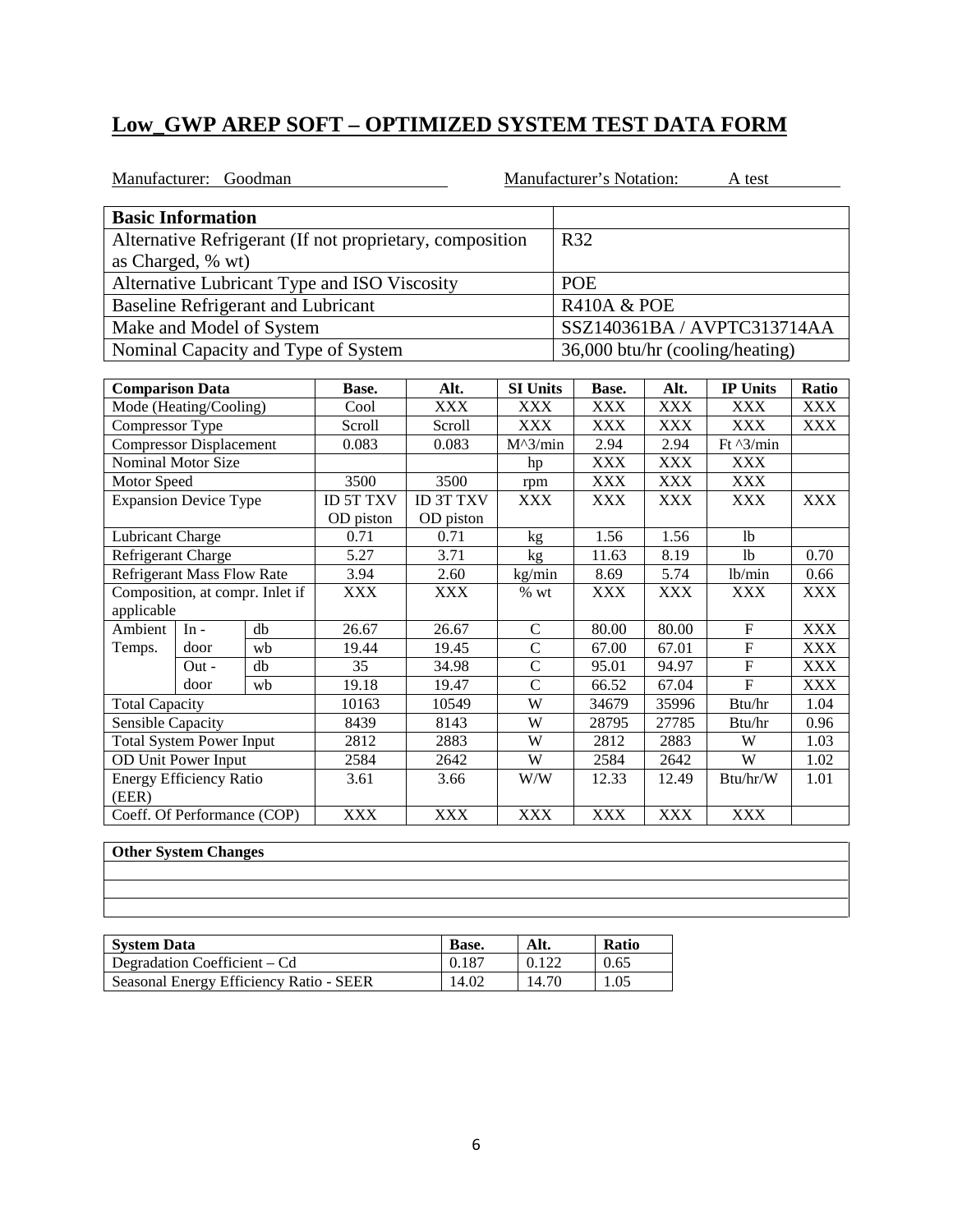## Low_GWP AREP SOFT – OPTIMIZED SYSTEM TEST DATA FORM

Manufacturer: Goodman Manufacturer's Notation: A test

| Basic Information | |
|---|---|
| Alternative Refrigerant (If not proprietary, composition as Charged, % wt) | R32 |
| Alternative Lubricant Type and ISO Viscosity | POE |
| Baseline Refrigerant and Lubricant | R410A & POE |
| Make and Model of System | SSZ140361BA / AVPTC313714AA |
| Nominal Capacity and Type of System | 36,000 btu/hr (cooling/heating) |

| Comparison Data | | | Base. | Alt. | SI Units | Base. | Alt. | IP Units | Ratio |
|---|---|---|---|---|---|---|---|---|---|
| Mode (Heating/Cooling) | | | Cool | XXX | XXX | XXX | XXX | XXX | XXX |
| Compressor Type | | | Scroll | Scroll | XXX | XXX | XXX | XXX | XXX |
| Compressor Displacement | | | 0.083 | 0.083 | M^3/min | 2.94 | 2.94 | Ft ^3/min | |
| Nominal Motor Size | | | | | hp | XXX | XXX | XXX | |
| Motor Speed | | | 3500 | 3500 | rpm | XXX | XXX | XXX | |
| Expansion Device Type | | | ID 5T TXV OD piston | ID 3T TXV OD piston | XXX | XXX | XXX | XXX | XXX |
| Lubricant Charge | | | 0.71 | 0.71 | kg | 1.56 | 1.56 | lb | |
| Refrigerant Charge | | | 5.27 | 3.71 | kg | 11.63 | 8.19 | lb | 0.70 |
| Refrigerant Mass Flow Rate | | | 3.94 | 2.60 | kg/min | 8.69 | 5.74 | lb/min | 0.66 |
| Composition, at compr. Inlet if applicable | | | XXX | XXX | % wt | XXX | XXX | XXX | XXX |
| Ambient Temps. | In - door | db | 26.67 | 26.67 | C | 80.00 | 80.00 | F | XXX |
| | | wb | 19.44 | 19.45 | C | 67.00 | 67.01 | F | XXX |
| | Out - door | db | 35 | 34.98 | C | 95.01 | 94.97 | F | XXX |
| | | wb | 19.18 | 19.47 | C | 66.52 | 67.04 | F | XXX |
| Total Capacity | | | 10163 | 10549 | W | 34679 | 35996 | Btu/hr | 1.04 |
| Sensible Capacity | | | 8439 | 8143 | W | 28795 | 27785 | Btu/hr | 0.96 |
| Total System Power Input | | | 2812 | 2883 | W | 2812 | 2883 | W | 1.03 |
| OD Unit Power Input | | | 2584 | 2642 | W | 2584 | 2642 | W | 1.02 |
| Energy Efficiency Ratio (EER) | | | 3.61 | 3.66 | W/W | 12.33 | 12.49 | Btu/hr/W | 1.01 |
| Coeff. Of Performance (COP) | | | XXX | XXX | XXX | XXX | XXX | XXX | |

| Other System Changes |
|---|
| |
| |
| |

| System Data | Base. | Alt. | Ratio |
|---|---|---|---|
| Degradation Coefficient – Cd | 0.187 | 0.122 | 0.65 |
| Seasonal Energy Efficiency Ratio - SEER | 14.02 | 14.70 | 1.05 |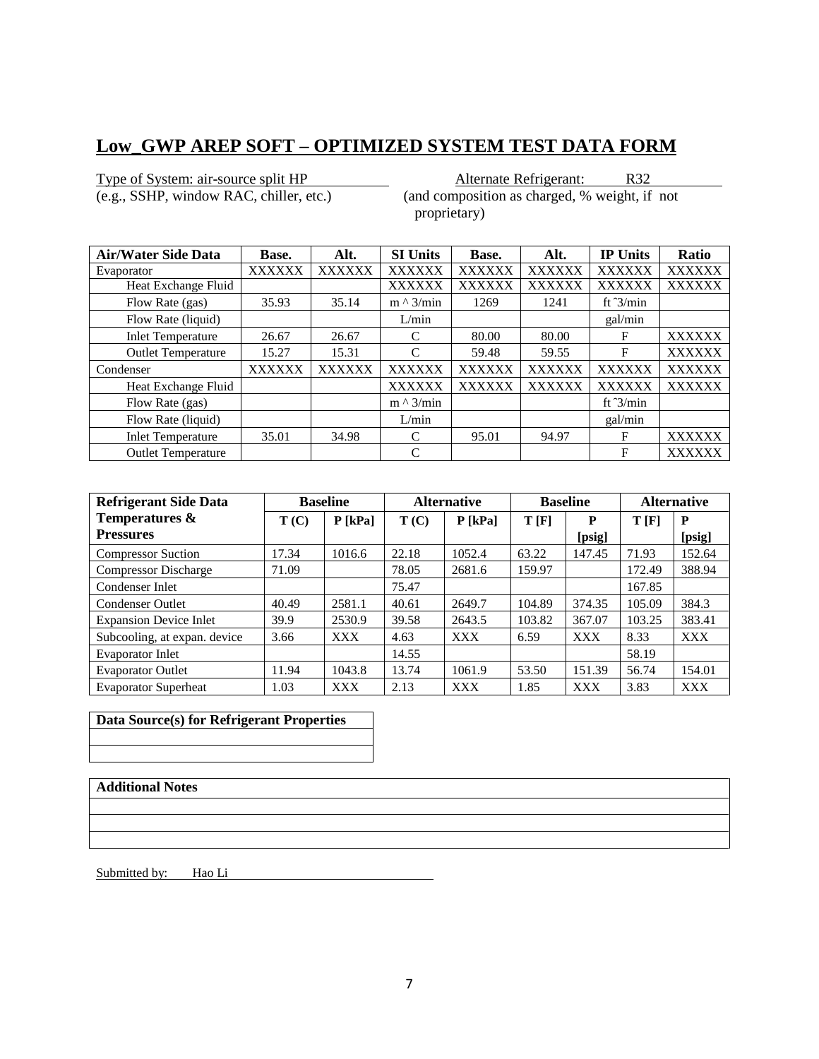# Low_GWP AREP SOFT – OPTIMIZED SYSTEM TEST DATA FORM

Type of System: air-source split HP
(e.g., SSHP, window RAC, chiller, etc.)

Alternate Refrigerant: R32
(and composition as charged, % weight, if not proprietary)

| Air/Water Side Data | Base. | Alt. | SI Units | Base. | Alt. | IP Units | Ratio |
|---|---|---|---|---|---|---|---|
| Evaporator | XXXXXX | XXXXXX | XXXXXX | XXXXXX | XXXXXX | XXXXXX | XXXXXX |
| Heat Exchange Fluid | | | XXXXXX | XXXXXX | XXXXXX | XXXXXX | XXXXXX |
| Flow Rate (gas) | 35.93 | 35.14 | m ^ 3/min | 1269 | 1241 | ft ˆ3/min | |
| Flow Rate (liquid) | | | L/min | | | gal/min | |
| Inlet Temperature | 26.67 | 26.67 | C | 80.00 | 80.00 | F | XXXXXX |
| Outlet Temperature | 15.27 | 15.31 | C | 59.48 | 59.55 | F | XXXXXX |
| Condenser | XXXXXX | XXXXXX | XXXXXX | XXXXXX | XXXXXX | XXXXXX | XXXXXX |
| Heat Exchange Fluid | | | XXXXXX | XXXXXX | XXXXXX | XXXXXX | XXXXXX |
| Flow Rate (gas) | | | m ^ 3/min | | | ft ˆ3/min | |
| Flow Rate (liquid) | | | L/min | | | gal/min | |
| Inlet Temperature | 35.01 | 34.98 | C | 95.01 | 94.97 | F | XXXXXX |
| Outlet Temperature | | | C | | | F | XXXXXX |

| Refrigerant Side Data | Baseline | | Alternative | | Baseline | | Alternative | |
|---|---|---|---|---|---|---|---|---|
| Temperatures & Pressures | T (C) | P [kPa] | T (C) | P [kPa] | T [F] | P [psig] | T [F] | P [psig] |
| Compressor Suction | 17.34 | 1016.6 | 22.18 | 1052.4 | 63.22 | 147.45 | 71.93 | 152.64 |
| Compressor Discharge | 71.09 | | 78.05 | 2681.6 | 159.97 | | 172.49 | 388.94 |
| Condenser Inlet | | | 75.47 | | | | 167.85 | |
| Condenser Outlet | 40.49 | 2581.1 | 40.61 | 2649.7 | 104.89 | 374.35 | 105.09 | 384.3 |
| Expansion Device Inlet | 39.9 | 2530.9 | 39.58 | 2643.5 | 103.82 | 367.07 | 103.25 | 383.41 |
| Subcooling, at expan. device | 3.66 | XXX | 4.63 | XXX | 6.59 | XXX | 8.33 | XXX |
| Evaporator Inlet | | | 14.55 | | | | 58.19 | |
| Evaporator Outlet | 11.94 | 1043.8 | 13.74 | 1061.9 | 53.50 | 151.39 | 56.74 | 154.01 |
| Evaporator Superheat | 1.03 | XXX | 2.13 | XXX | 1.85 | XXX | 3.83 | XXX |

| Data Source(s) for Refrigerant Properties |
|---|
| |
| |

| Additional Notes |
|---|
| |
| |
| |

Submitted by: Hao Li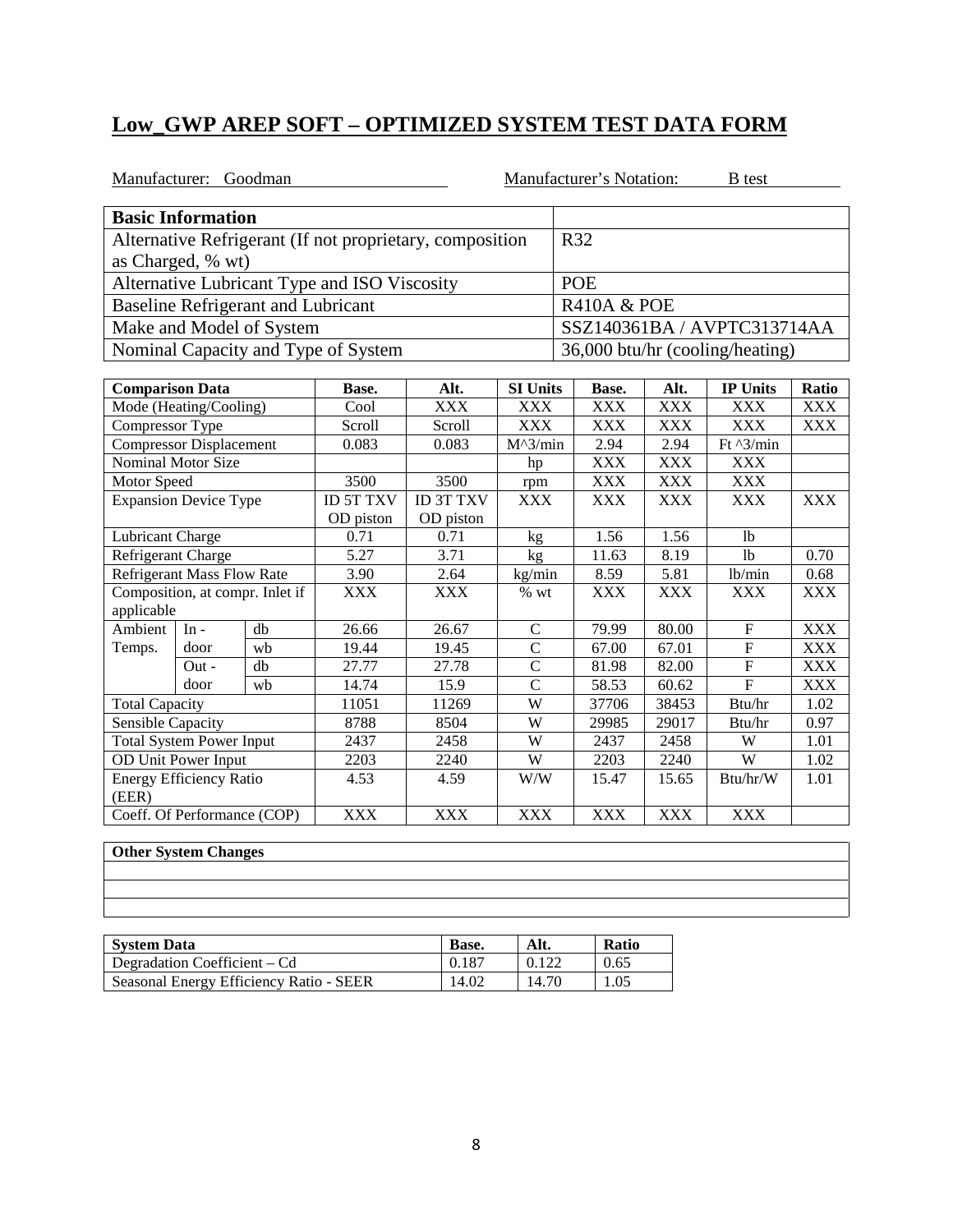## Low_GWP AREP SOFT – OPTIMIZED SYSTEM TEST DATA FORM

Manufacturer: Goodman Manufacturer's Notation: B test

| Basic Information | |
|---|---|
| Alternative Refrigerant (If not proprietary, composition as Charged, % wt) | R32 |
| Alternative Lubricant Type and ISO Viscosity | POE |
| Baseline Refrigerant and Lubricant | R410A & POE |
| Make and Model of System | SSZ140361BA / AVPTC313714AA |
| Nominal Capacity and Type of System | 36,000 btu/hr (cooling/heating) |

| Comparison Data | | | Base. | Alt. | SI Units | Base. | Alt. | IP Units | Ratio |
|---|---|---|---|---|---|---|---|---|---|
| Mode (Heating/Cooling) | | | Cool | XXX | XXX | XXX | XXX | XXX | XXX |
| Compressor Type | | | Scroll | Scroll | XXX | XXX | XXX | XXX | XXX |
| Compressor Displacement | | | 0.083 | 0.083 | M^3/min | 2.94 | 2.94 | Ft ^3/min | |
| Nominal Motor Size | | | | | hp | XXX | XXX | XXX | |
| Motor Speed | | | 3500 | 3500 | rpm | XXX | XXX | XXX | |
| Expansion Device Type | | | ID 5T TXV OD piston | ID 3T TXV OD piston | XXX | XXX | XXX | XXX | XXX |
| Lubricant Charge | | | 0.71 | 0.71 | kg | 1.56 | 1.56 | lb | |
| Refrigerant Charge | | | 5.27 | 3.71 | kg | 11.63 | 8.19 | lb | 0.70 |
| Refrigerant Mass Flow Rate | | | 3.90 | 2.64 | kg/min | 8.59 | 5.81 | lb/min | 0.68 |
| Composition, at compr. Inlet if applicable | | | XXX | XXX | % wt | XXX | XXX | XXX | XXX |
| Ambient Temps. | In - door | db | 26.66 | 26.67 | C | 79.99 | 80.00 | F | XXX |
| | | wb | 19.44 | 19.45 | C | 67.00 | 67.01 | F | XXX |
| | Out - door | db | 27.77 | 27.78 | C | 81.98 | 82.00 | F | XXX |
| | | wb | 14.74 | 15.9 | C | 58.53 | 60.62 | F | XXX |
| Total Capacity | | | 11051 | 11269 | W | 37706 | 38453 | Btu/hr | 1.02 |
| Sensible Capacity | | | 8788 | 8504 | W | 29985 | 29017 | Btu/hr | 0.97 |
| Total System Power Input | | | 2437 | 2458 | W | 2437 | 2458 | W | 1.01 |
| OD Unit Power Input | | | 2203 | 2240 | W | 2203 | 2240 | W | 1.02 |
| Energy Efficiency Ratio (EER) | | | 4.53 | 4.59 | W/W | 15.47 | 15.65 | Btu/hr/W | 1.01 |
| Coeff. Of Performance (COP) | | | XXX | XXX | XXX | XXX | XXX | XXX | |

| Other System Changes |
|---|
| |
| |
| |

| System Data | Base. | Alt. | Ratio |
|---|---|---|---|
| Degradation Coefficient – Cd | 0.187 | 0.122 | 0.65 |
| Seasonal Energy Efficiency Ratio - SEER | 14.02 | 14.70 | 1.05 |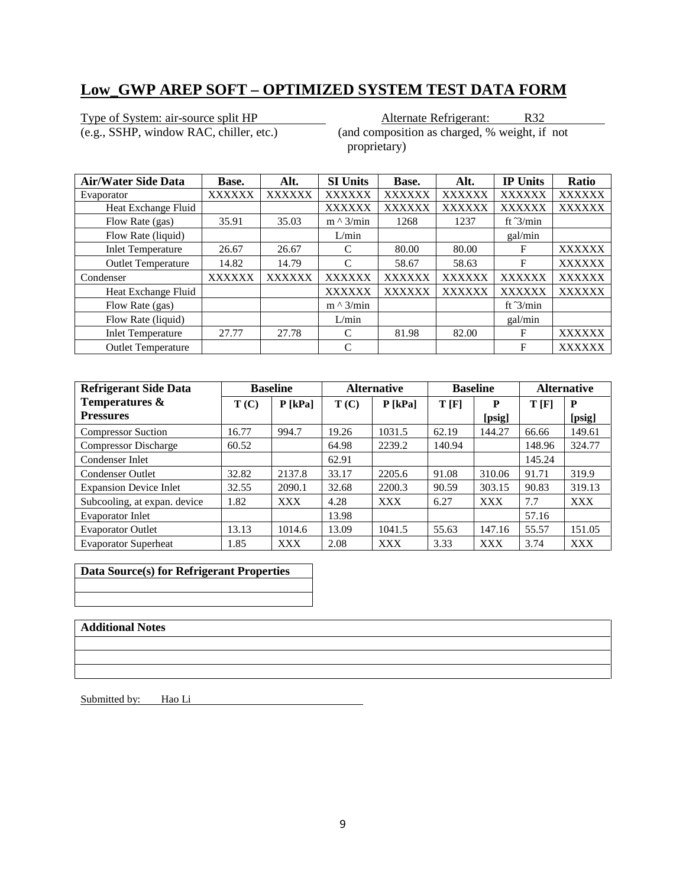## Low_GWP AREP SOFT – OPTIMIZED SYSTEM TEST DATA FORM

Type of System: air-source split HP
(e.g., SSHP, window RAC, chiller, etc.)

Alternate Refrigerant: R32
(and composition as charged, % weight, if not proprietary)

| Air/Water Side Data | Base. | Alt. | SI Units | Base. | Alt. | IP Units | Ratio |
|---|---|---|---|---|---|---|---|
| Evaporator | XXXXXX | XXXXXX | XXXXXX | XXXXXX | XXXXXX | XXXXXX | XXXXXX |
| Heat Exchange Fluid | | | XXXXXX | XXXXXX | XXXXXX | XXXXXX | XXXXXX |
| Flow Rate (gas) | 35.91 | 35.03 | m ^ 3/min | 1268 | 1237 | ft ˆ3/min | |
| Flow Rate (liquid) | | | L/min | | | gal/min | |
| Inlet Temperature | 26.67 | 26.67 | C | 80.00 | 80.00 | F | XXXXXX |
| Outlet Temperature | 14.82 | 14.79 | C | 58.67 | 58.63 | F | XXXXXX |
| Condenser | XXXXXX | XXXXXX | XXXXXX | XXXXXX | XXXXXX | XXXXXX | XXXXXX |
| Heat Exchange Fluid | | | XXXXXX | XXXXXX | XXXXXX | XXXXXX | XXXXXX |
| Flow Rate (gas) | | | m ^ 3/min | | | ft ˆ3/min | |
| Flow Rate (liquid) | | | L/min | | | gal/min | |
| Inlet Temperature | 27.77 | 27.78 | C | 81.98 | 82.00 | F | XXXXXX |
| Outlet Temperature | | | C | | | F | XXXXXX |

| Refrigerant Side Data Temperatures & Pressures | Baseline | | Alternative | | Baseline | | Alternative | |
|---|---|---|---|---|---|---|---|---|
| | T (C) | P [kPa] | T (C) | P [kPa] | T [F] | P [psig] | T [F] | P [psig] |
| Compressor Suction | 16.77 | 994.7 | 19.26 | 1031.5 | 62.19 | 144.27 | 66.66 | 149.61 |
| Compressor Discharge | 60.52 | | 64.98 | 2239.2 | 140.94 | | 148.96 | 324.77 |
| Condenser Inlet | | | 62.91 | | | | 145.24 | |
| Condenser Outlet | 32.82 | 2137.8 | 33.17 | 2205.6 | 91.08 | 310.06 | 91.71 | 319.9 |
| Expansion Device Inlet | 32.55 | 2090.1 | 32.68 | 2200.3 | 90.59 | 303.15 | 90.83 | 319.13 |
| Subcooling, at expan. device | 1.82 | XXX | 4.28 | XXX | 6.27 | XXX | 7.7 | XXX |
| Evaporator Inlet | | | 13.98 | | | | 57.16 | |
| Evaporator Outlet | 13.13 | 1014.6 | 13.09 | 1041.5 | 55.63 | 147.16 | 55.57 | 151.05 |
| Evaporator Superheat | 1.85 | XXX | 2.08 | XXX | 3.33 | XXX | 3.74 | XXX |

| Data Source(s) for Refrigerant Properties |
|---|
| |
| |

| Additional Notes |
|---|
| |
| |
| |

Submitted by: Hao Li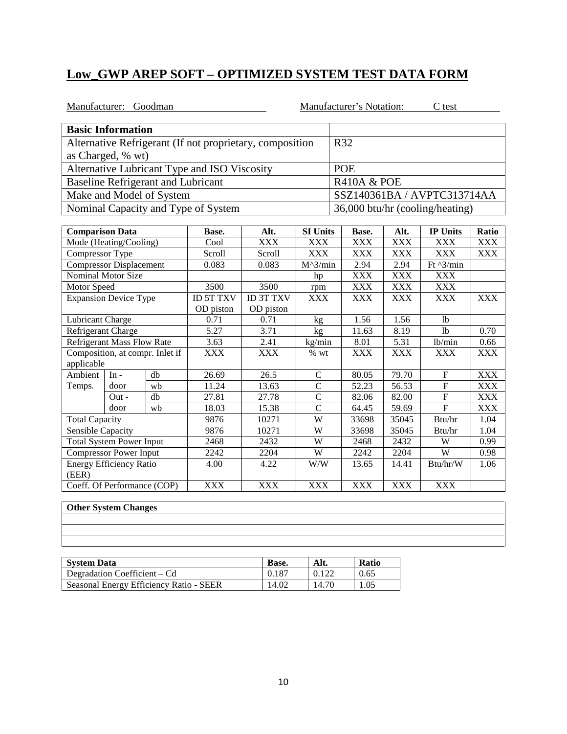# Low_GWP AREP SOFT – OPTIMIZED SYSTEM TEST DATA FORM

Manufacturer: Goodman Manufacturer's Notation: C test

| Basic Information | |
|---|---|
| Alternative Refrigerant (If not proprietary, composition as Charged, % wt) | R32 |
| Alternative Lubricant Type and ISO Viscosity | POE |
| Baseline Refrigerant and Lubricant | R410A & POE |
| Make and Model of System | SSZ140361BA / AVPTC313714AA |
| Nominal Capacity and Type of System | 36,000 btu/hr (cooling/heating) |

| Comparison Data | | | Base. | Alt. | SI Units | Base. | Alt. | IP Units | Ratio |
|---|---|---|---|---|---|---|---|---|---|
| Mode (Heating/Cooling) | | | Cool | XXX | XXX | XXX | XXX | XXX | XXX |
| Compressor Type | | | Scroll | Scroll | XXX | XXX | XXX | XXX | XXX |
| Compressor Displacement | | | 0.083 | 0.083 | M^3/min | 2.94 | 2.94 | Ft ^3/min | |
| Nominal Motor Size | | | | | hp | XXX | XXX | XXX | |
| Motor Speed | | | 3500 | 3500 | rpm | XXX | XXX | XXX | |
| Expansion Device Type | | | ID 5T TXV OD piston | ID 3T TXV OD piston | XXX | XXX | XXX | XXX | XXX |
| Lubricant Charge | | | 0.71 | 0.71 | kg | 1.56 | 1.56 | lb | |
| Refrigerant Charge | | | 5.27 | 3.71 | kg | 11.63 | 8.19 | lb | 0.70 |
| Refrigerant Mass Flow Rate | | | 3.63 | 2.41 | kg/min | 8.01 | 5.31 | lb/min | 0.66 |
| Composition, at compr. Inlet if applicable | | | XXX | XXX | % wt | XXX | XXX | XXX | XXX |
| Ambient Temps. | In - door | db | 26.69 | 26.5 | C | 80.05 | 79.70 | F | XXX |
| | | wb | 11.24 | 13.63 | C | 52.23 | 56.53 | F | XXX |
| | Out - door | db | 27.81 | 27.78 | C | 82.06 | 82.00 | F | XXX |
| | | wb | 18.03 | 15.38 | C | 64.45 | 59.69 | F | XXX |
| Total Capacity | | | 9876 | 10271 | W | 33698 | 35045 | Btu/hr | 1.04 |
| Sensible Capacity | | | 9876 | 10271 | W | 33698 | 35045 | Btu/hr | 1.04 |
| Total System Power Input | | | 2468 | 2432 | W | 2468 | 2432 | W | 0.99 |
| Compressor Power Input | | | 2242 | 2204 | W | 2242 | 2204 | W | 0.98 |
| Energy Efficiency Ratio (EER) | | | 4.00 | 4.22 | W/W | 13.65 | 14.41 | Btu/hr/W | 1.06 |
| Coeff. Of Performance (COP) | | | XXX | XXX | XXX | XXX | XXX | XXX | |

| Other System Changes |
|---|
| |
| |
| |

| System Data | Base. | Alt. | Ratio |
|---|---|---|---|
| Degradation Coefficient – Cd | 0.187 | 0.122 | 0.65 |
| Seasonal Energy Efficiency Ratio - SEER | 14.02 | 14.70 | 1.05 |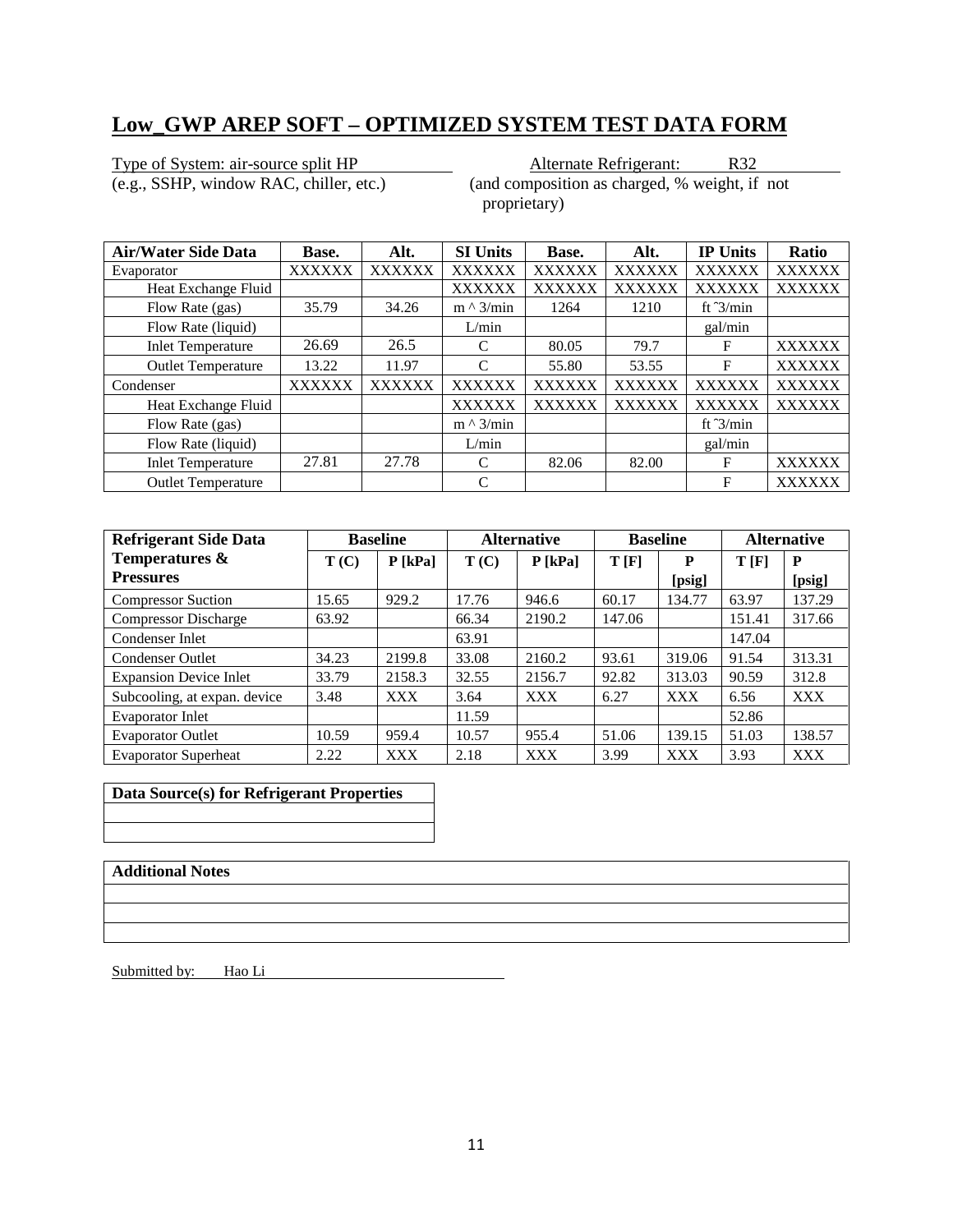# Low_GWP AREP SOFT – OPTIMIZED SYSTEM TEST DATA FORM

Type of System: air-source split HP
(e.g., SSHP, window RAC, chiller, etc.)

Alternate Refrigerant: R32
(and composition as charged, % weight, if not proprietary)

| Air/Water Side Data | Base. | Alt. | SI Units | Base. | Alt. | IP Units | Ratio |
|---|---|---|---|---|---|---|---|
| Evaporator | XXXXXX | XXXXXX | XXXXXX | XXXXXX | XXXXXX | XXXXXX | XXXXXX |
| Heat Exchange Fluid | | | XXXXXX | XXXXXX | XXXXXX | XXXXXX | XXXXXX |
| Flow Rate (gas) | 35.79 | 34.26 | m ^ 3/min | 1264 | 1210 | ft ˆ3/min | |
| Flow Rate (liquid) | | | L/min | | | gal/min | |
| Inlet Temperature | 26.69 | 26.5 | C | 80.05 | 79.7 | F | XXXXXX |
| Outlet Temperature | 13.22 | 11.97 | C | 55.80 | 53.55 | F | XXXXXX |
| Condenser | XXXXXX | XXXXXX | XXXXXX | XXXXXX | XXXXXX | XXXXXX | XXXXXX |
| Heat Exchange Fluid | | | XXXXXX | XXXXXX | XXXXXX | XXXXXX | XXXXXX |
| Flow Rate (gas) | | | m ^ 3/min | | | ft ˆ3/min | |
| Flow Rate (liquid) | | | L/min | | | gal/min | |
| Inlet Temperature | 27.81 | 27.78 | C | 82.06 | 82.00 | F | XXXXXX |
| Outlet Temperature | | | C | | | F | XXXXXX |

| Refrigerant Side Data Temperatures & Pressures | Baseline | | Alternative | | Baseline | | Alternative | |
|---|---|---|---|---|---|---|---|---|
| | T (C) | P [kPa] | T (C) | P [kPa] | T [F] | P [psig] | T [F] | P [psig] |
| Compressor Suction | 15.65 | 929.2 | 17.76 | 946.6 | 60.17 | 134.77 | 63.97 | 137.29 |
| Compressor Discharge | 63.92 | | 66.34 | 2190.2 | 147.06 | | 151.41 | 317.66 |
| Condenser Inlet | | | 63.91 | | | | 147.04 | |
| Condenser Outlet | 34.23 | 2199.8 | 33.08 | 2160.2 | 93.61 | 319.06 | 91.54 | 313.31 |
| Expansion Device Inlet | 33.79 | 2158.3 | 32.55 | 2156.7 | 92.82 | 313.03 | 90.59 | 312.8 |
| Subcooling, at expan. device | 3.48 | XXX | 3.64 | XXX | 6.27 | XXX | 6.56 | XXX |
| Evaporator Inlet | | | 11.59 | | | | 52.86 | |
| Evaporator Outlet | 10.59 | 959.4 | 10.57 | 955.4 | 51.06 | 139.15 | 51.03 | 138.57 |
| Evaporator Superheat | 2.22 | XXX | 2.18 | XXX | 3.99 | XXX | 3.93 | XXX |

| Data Source(s) for Refrigerant Properties |
|---|
| |
| |

| Additional Notes |
|---|
| |
| |
| |

Submitted by: Hao Li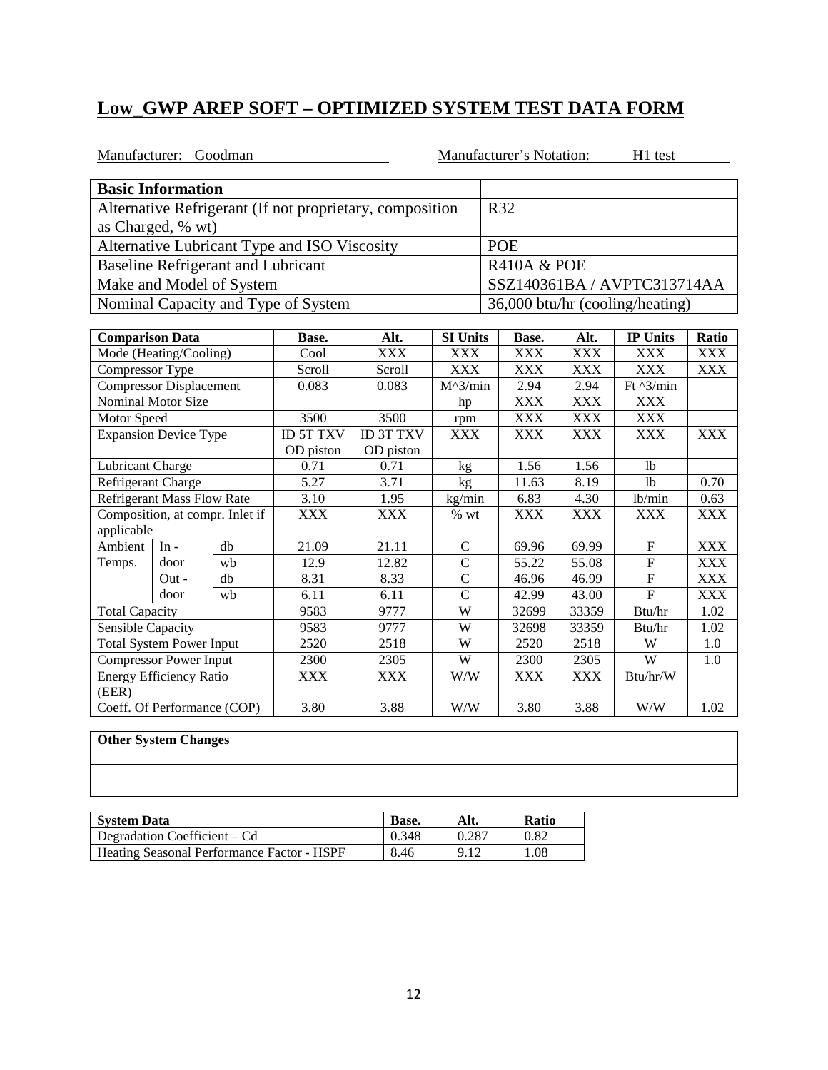# Low_GWP AREP SOFT – OPTIMIZED SYSTEM TEST DATA FORM

Manufacturer: Goodman Manufacturer's Notation: H1 test

| Basic Information | |
|---|---|
| Alternative Refrigerant (If not proprietary, composition as Charged, % wt) | R32 |
| Alternative Lubricant Type and ISO Viscosity | POE |
| Baseline Refrigerant and Lubricant | R410A & POE |
| Make and Model of System | SSZ140361BA / AVPTC313714AA |
| Nominal Capacity and Type of System | 36,000 btu/hr (cooling/heating) |

| Comparison Data | | | Base. | Alt. | SI Units | Base. | Alt. | IP Units | Ratio |
|---|---|---|---|---|---|---|---|---|---|
| Mode (Heating/Cooling) | | | Cool | XXX | XXX | XXX | XXX | XXX | XXX |
| Compressor Type | | | Scroll | Scroll | XXX | XXX | XXX | XXX | XXX |
| Compressor Displacement | | | 0.083 | 0.083 | M^3/min | 2.94 | 2.94 | Ft ^3/min | |
| Nominal Motor Size | | | | | hp | XXX | XXX | XXX | |
| Motor Speed | | | 3500 | 3500 | rpm | XXX | XXX | XXX | |
| Expansion Device Type | | | ID 5T TXV OD piston | ID 3T TXV OD piston | XXX | XXX | XXX | XXX | XXX |
| Lubricant Charge | | | 0.71 | 0.71 | kg | 1.56 | 1.56 | lb | |
| Refrigerant Charge | | | 5.27 | 3.71 | kg | 11.63 | 8.19 | lb | 0.70 |
| Refrigerant Mass Flow Rate | | | 3.10 | 1.95 | kg/min | 6.83 | 4.30 | lb/min | 0.63 |
| Composition, at compr. Inlet if applicable | | | XXX | XXX | % wt | XXX | XXX | XXX | XXX |
| Ambient Temps. | In - door | db | 21.09 | 21.11 | C | 69.96 | 69.99 | F | XXX |
| | | wb | 12.9 | 12.82 | C | 55.22 | 55.08 | F | XXX |
| | Out - door | db | 8.31 | 8.33 | C | 46.96 | 46.99 | F | XXX |
| | | wb | 6.11 | 6.11 | C | 42.99 | 43.00 | F | XXX |
| Total Capacity | | | 9583 | 9777 | W | 32699 | 33359 | Btu/hr | 1.02 |
| Sensible Capacity | | | 9583 | 9777 | W | 32698 | 33359 | Btu/hr | 1.02 |
| Total System Power Input | | | 2520 | 2518 | W | 2520 | 2518 | W | 1.0 |
| Compressor Power Input | | | 2300 | 2305 | W | 2300 | 2305 | W | 1.0 |
| Energy Efficiency Ratio (EER) | | | XXX | XXX | W/W | XXX | XXX | Btu/hr/W | |
| Coeff. Of Performance (COP) | | | 3.80 | 3.88 | W/W | 3.80 | 3.88 | W/W | 1.02 |

| Other System Changes |
|---|
| |
| |
| |

| System Data | Base. | Alt. | Ratio |
|---|---|---|---|
| Degradation Coefficient – Cd | 0.348 | 0.287 | 0.82 |
| Heating Seasonal Performance Factor - HSPF | 8.46 | 9.12 | 1.08 |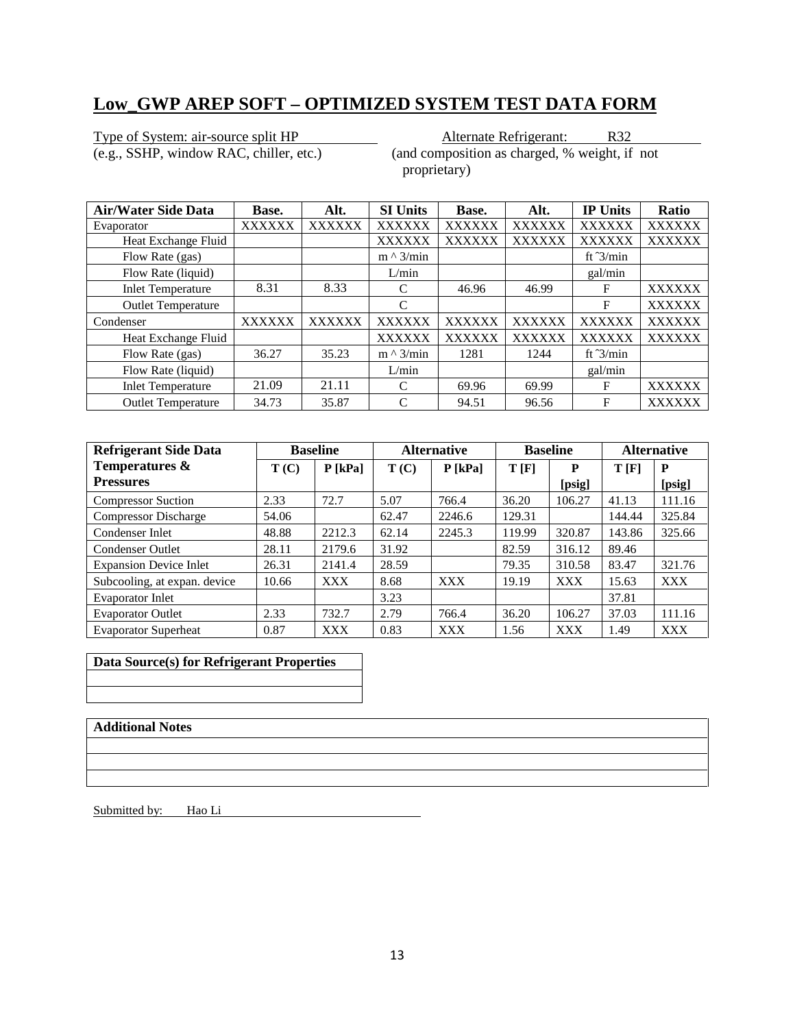## Low_GWP AREP SOFT – OPTIMIZED SYSTEM TEST DATA FORM

Type of System: air-source split HP  
(e.g., SSHP, window RAC, chiller, etc.)

Alternate Refrigerant: R32  
(and composition as charged, % weight, if not proprietary)

| Air/Water Side Data | Base. | Alt. | SI Units | Base. | Alt. | IP Units | Ratio |
|---|---|---|---|---|---|---|---|
| Evaporator | XXXXXX | XXXXXX | XXXXXX | XXXXXX | XXXXXX | XXXXXX | XXXXXX |
| Heat Exchange Fluid | | | XXXXXX | XXXXXX | XXXXXX | XXXXXX | XXXXXX |
| Flow Rate (gas) | | | m ^ 3/min | | | ft ˆ3/min | |
| Flow Rate (liquid) | | | L/min | | | gal/min | |
| Inlet Temperature | 8.31 | 8.33 | C | 46.96 | 46.99 | F | XXXXXX |
| Outlet Temperature | | | C | | | F | XXXXXX |
| Condenser | XXXXXX | XXXXXX | XXXXXX | XXXXXX | XXXXXX | XXXXXX | XXXXXX |
| Heat Exchange Fluid | | | XXXXXX | XXXXXX | XXXXXX | XXXXXX | XXXXXX |
| Flow Rate (gas) | 36.27 | 35.23 | m ^ 3/min | 1281 | 1244 | ft ˆ3/min | |
| Flow Rate (liquid) | | | L/min | | | gal/min | |
| Inlet Temperature | 21.09 | 21.11 | C | 69.96 | 69.99 | F | XXXXXX |
| Outlet Temperature | 34.73 | 35.87 | C | 94.51 | 96.56 | F | XXXXXX |

| Refrigerant Side Data Temperatures & Pressures | Baseline | | Alternative | | Baseline | | Alternative | |
|---|---|---|---|---|---|---|---|---|
| | T (C) | P [kPa] | T (C) | P [kPa] | T [F] | P [psig] | T [F] | P [psig] |
| Compressor Suction | 2.33 | 72.7 | 5.07 | 766.4 | 36.20 | 106.27 | 41.13 | 111.16 |
| Compressor Discharge | 54.06 | | 62.47 | 2246.6 | 129.31 | | 144.44 | 325.84 |
| Condenser Inlet | 48.88 | 2212.3 | 62.14 | 2245.3 | 119.99 | 320.87 | 143.86 | 325.66 |
| Condenser Outlet | 28.11 | 2179.6 | 31.92 | | 82.59 | 316.12 | 89.46 | |
| Expansion Device Inlet | 26.31 | 2141.4 | 28.59 | | 79.35 | 310.58 | 83.47 | 321.76 |
| Subcooling, at expan. device | 10.66 | XXX | 8.68 | XXX | 19.19 | XXX | 15.63 | XXX |
| Evaporator Inlet | | | 3.23 | | | | 37.81 | |
| Evaporator Outlet | 2.33 | 732.7 | 2.79 | 766.4 | 36.20 | 106.27 | 37.03 | 111.16 |
| Evaporator Superheat | 0.87 | XXX | 0.83 | XXX | 1.56 | XXX | 1.49 | XXX |

| Data Source(s) for Refrigerant Properties |
|---|
| |
| |

| Additional Notes |
|---|
| |
| |
| |

Submitted by: Hao Li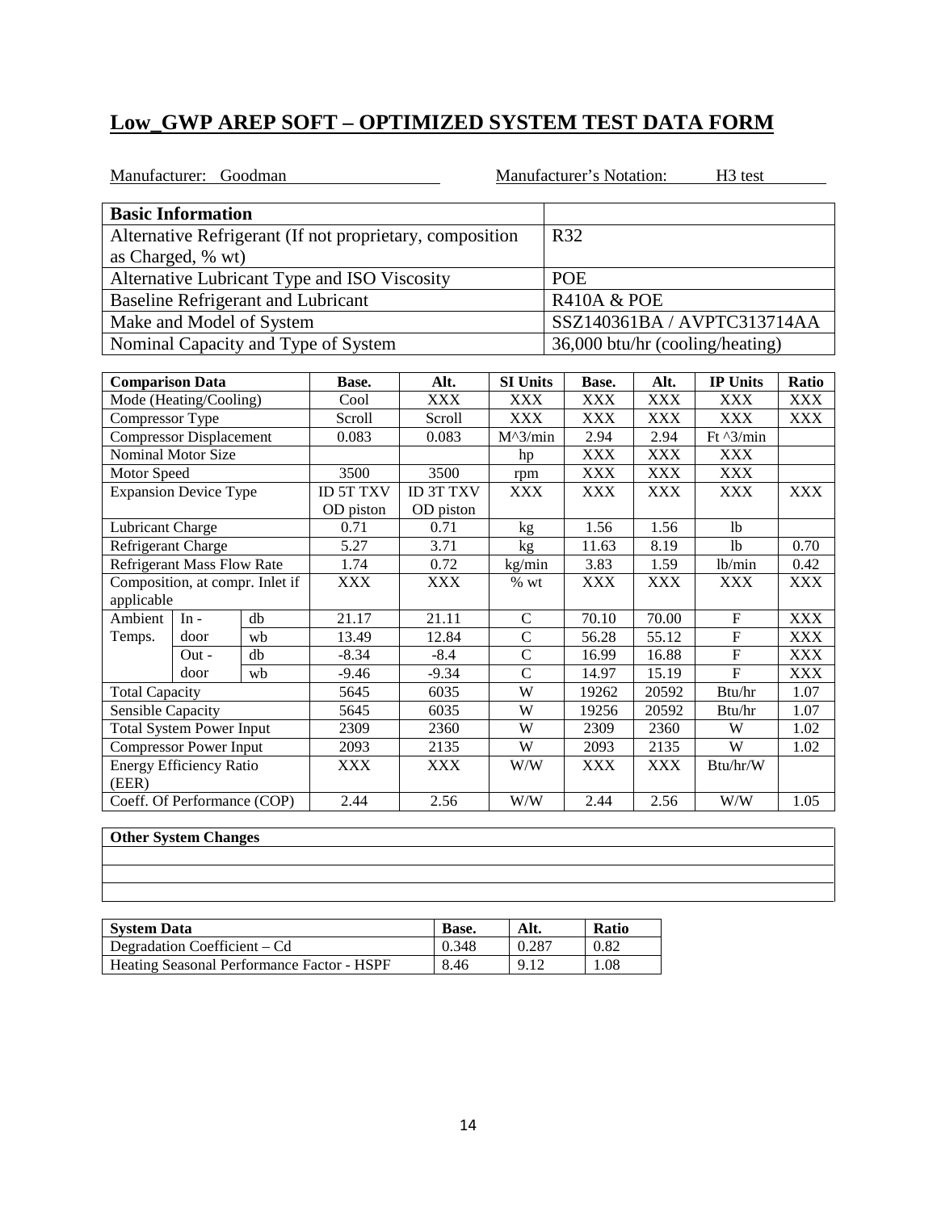## Low_GWP AREP SOFT – OPTIMIZED SYSTEM TEST DATA FORM

Manufacturer: Goodman Manufacturer's Notation: H3 test

| Basic Information | |
|---|---|
| Alternative Refrigerant (If not proprietary, composition as Charged, % wt) | R32 |
| Alternative Lubricant Type and ISO Viscosity | POE |
| Baseline Refrigerant and Lubricant | R410A & POE |
| Make and Model of System | SSZ140361BA / AVPTC313714AA |
| Nominal Capacity and Type of System | 36,000 btu/hr (cooling/heating) |

| Comparison Data | | | Base. | Alt. | SI Units | Base. | Alt. | IP Units | Ratio |
|---|---|---|---|---|---|---|---|---|---|
| Mode (Heating/Cooling) | | | Cool | XXX | XXX | XXX | XXX | XXX | XXX |
| Compressor Type | | | Scroll | Scroll | XXX | XXX | XXX | XXX | XXX |
| Compressor Displacement | | | 0.083 | 0.083 | M^3/min | 2.94 | 2.94 | Ft ^3/min | |
| Nominal Motor Size | | | | | hp | XXX | XXX | XXX | |
| Motor Speed | | | 3500 | 3500 | rpm | XXX | XXX | XXX | |
| Expansion Device Type | | | ID 5T TXV OD piston | ID 3T TXV OD piston | XXX | XXX | XXX | XXX | XXX |
| Lubricant Charge | | | 0.71 | 0.71 | kg | 1.56 | 1.56 | lb | |
| Refrigerant Charge | | | 5.27 | 3.71 | kg | 11.63 | 8.19 | lb | 0.70 |
| Refrigerant Mass Flow Rate | | | 1.74 | 0.72 | kg/min | 3.83 | 1.59 | lb/min | 0.42 |
| Composition, at compr. Inlet if applicable | | | XXX | XXX | % wt | XXX | XXX | XXX | XXX |
| Ambient Temps. | In - door | db | 21.17 | 21.11 | C | 70.10 | 70.00 | F | XXX |
| | | wb | 13.49 | 12.84 | C | 56.28 | 55.12 | F | XXX |
| | Out - door | db | -8.34 | -8.4 | C | 16.99 | 16.88 | F | XXX |
| | | wb | -9.46 | -9.34 | C | 14.97 | 15.19 | F | XXX |
| Total Capacity | | | 5645 | 6035 | W | 19262 | 20592 | Btu/hr | 1.07 |
| Sensible Capacity | | | 5645 | 6035 | W | 19256 | 20592 | Btu/hr | 1.07 |
| Total System Power Input | | | 2309 | 2360 | W | 2309 | 2360 | W | 1.02 |
| Compressor Power Input | | | 2093 | 2135 | W | 2093 | 2135 | W | 1.02 |
| Energy Efficiency Ratio (EER) | | | XXX | XXX | W/W | XXX | XXX | Btu/hr/W | |
| Coeff. Of Performance (COP) | | | 2.44 | 2.56 | W/W | 2.44 | 2.56 | W/W | 1.05 |

| Other System Changes |
|---|
| |
| |
| |

| System Data | Base. | Alt. | Ratio |
|---|---|---|---|
| Degradation Coefficient – Cd | 0.348 | 0.287 | 0.82 |
| Heating Seasonal Performance Factor - HSPF | 8.46 | 9.12 | 1.08 |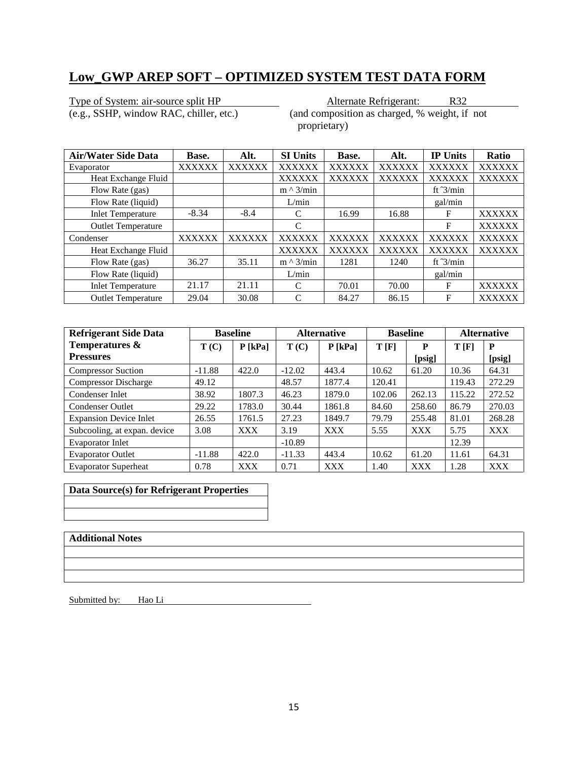# Low_GWP AREP SOFT – OPTIMIZED SYSTEM TEST DATA FORM

Type of System: air-source split HP
(e.g., SSHP, window RAC, chiller, etc.)

Alternate Refrigerant: R32
(and composition as charged, % weight, if not proprietary)

| Air/Water Side Data | Base. | Alt. | SI Units | Base. | Alt. | IP Units | Ratio |
|---|---|---|---|---|---|---|---|
| Evaporator | XXXXXX | XXXXXX | XXXXXX | XXXXXX | XXXXXX | XXXXXX | XXXXXX |
| Heat Exchange Fluid | | | XXXXXX | XXXXXX | XXXXXX | XXXXXX | XXXXXX |
| Flow Rate (gas) | | | m ^ 3/min | | | ft ˆ3/min | |
| Flow Rate (liquid) | | | L/min | | | gal/min | |
| Inlet Temperature | -8.34 | -8.4 | C | 16.99 | 16.88 | F | XXXXXX |
| Outlet Temperature | | | C | | | F | XXXXXX |
| Condenser | XXXXXX | XXXXXX | XXXXXX | XXXXXX | XXXXXX | XXXXXX | XXXXXX |
| Heat Exchange Fluid | | | XXXXXX | XXXXXX | XXXXXX | XXXXXX | XXXXXX |
| Flow Rate (gas) | 36.27 | 35.11 | m ^ 3/min | 1281 | 1240 | ft ˆ3/min | |
| Flow Rate (liquid) | | | L/min | | | gal/min | |
| Inlet Temperature | 21.17 | 21.11 | C | 70.01 | 70.00 | F | XXXXXX |
| Outlet Temperature | 29.04 | 30.08 | C | 84.27 | 86.15 | F | XXXXXX |

| Refrigerant Side Data | Baseline | | Alternative | | Baseline | | Alternative | |
|---|---|---|---|---|---|---|---|---|
| Temperatures & Pressures | T (C) | P [kPa] | T (C) | P [kPa] | T [F] | P [psig] | T [F] | P [psig] |
| Compressor Suction | -11.88 | 422.0 | -12.02 | 443.4 | 10.62 | 61.20 | 10.36 | 64.31 |
| Compressor Discharge | 49.12 | | 48.57 | 1877.4 | 120.41 | | 119.43 | 272.29 |
| Condenser Inlet | 38.92 | 1807.3 | 46.23 | 1879.0 | 102.06 | 262.13 | 115.22 | 272.52 |
| Condenser Outlet | 29.22 | 1783.0 | 30.44 | 1861.8 | 84.60 | 258.60 | 86.79 | 270.03 |
| Expansion Device Inlet | 26.55 | 1761.5 | 27.23 | 1849.7 | 79.79 | 255.48 | 81.01 | 268.28 |
| Subcooling, at expan. device | 3.08 | XXX | 3.19 | XXX | 5.55 | XXX | 5.75 | XXX |
| Evaporator Inlet | | | -10.89 | | | | 12.39 | |
| Evaporator Outlet | -11.88 | 422.0 | -11.33 | 443.4 | 10.62 | 61.20 | 11.61 | 64.31 |
| Evaporator Superheat | 0.78 | XXX | 0.71 | XXX | 1.40 | XXX | 1.28 | XXX |

| Data Source(s) for Refrigerant Properties |
|---|
| |
| |

| Additional Notes |
|---|
| |
| |
| |

Submitted by: Hao Li